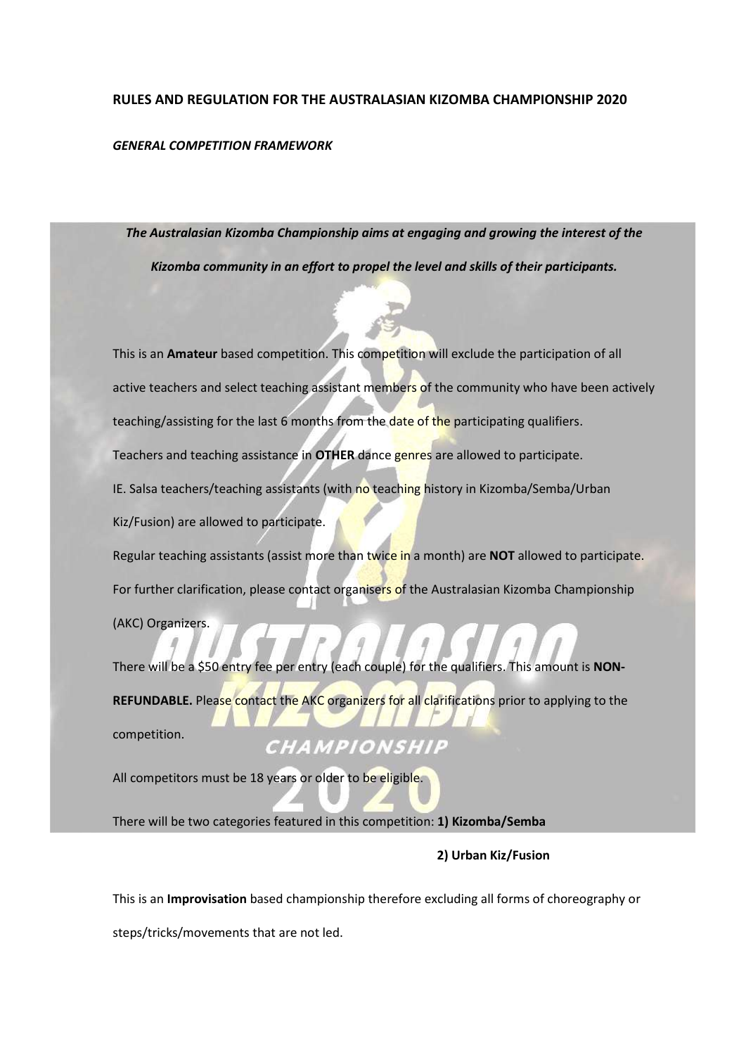# RULES AND REGULATION FOR THE AUSTRALASIAN KIZOMBA CHAMPIONSHIP 2020

***GENERAL COMPETITION FRAMEWORK***

***The Australasian Kizomba Championship aims at engaging and growing the interest of the Kizomba community in an effort to propel the level and skills of their participants.***

This is an **Amateur** based competition. This competition will exclude the participation of all active teachers and select teaching assistant members of the community who have been actively teaching/assisting for the last 6 months from the date of the participating qualifiers.

Teachers and teaching assistance in **OTHER** dance genres are allowed to participate.

IE. Salsa teachers/teaching assistants (with no teaching history in Kizomba/Semba/Urban Kiz/Fusion) are allowed to participate.

Regular teaching assistants (assist more than twice in a month) are **NOT** allowed to participate.

For further clarification, please contact organisers of the Australasian Kizomba Championship (AKC) Organizers.

There will be a $50 entry fee per entry (each couple) for the qualifiers. This amount is **NON-REFUNDABLE.** Please contact the AKC organizers for all clarifications prior to applying to the competition.

All competitors must be 18 years or older to be eligible.

There will be two categories featured in this competition: **1) Kizomba/Semba**

**2) Urban Kiz/Fusion**

This is an **Improvisation** based championship therefore excluding all forms of choreography or steps/tricks/movements that are not led.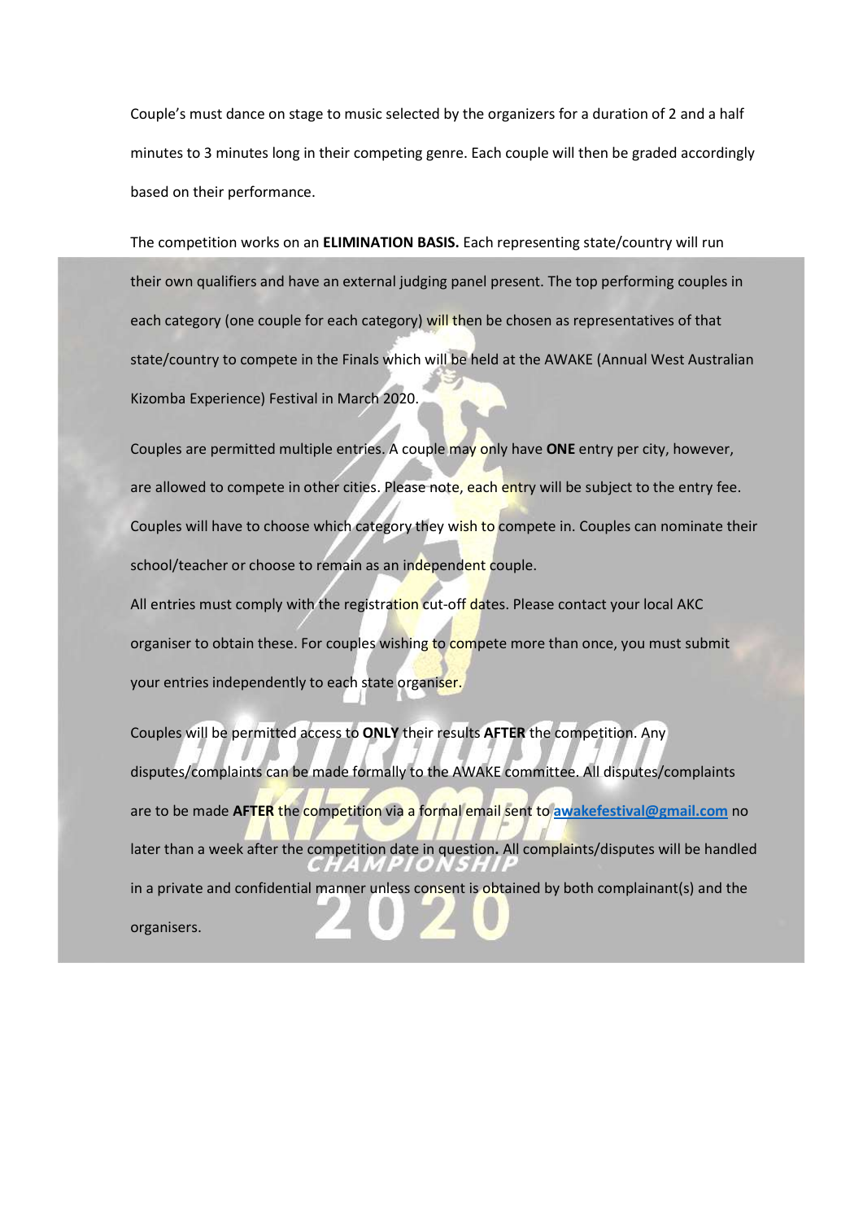Couple's must dance on stage to music selected by the organizers for a duration of 2 and a half minutes to 3 minutes long in their competing genre. Each couple will then be graded accordingly based on their performance.

The competition works on an **ELIMINATION BASIS.** Each representing state/country will run their own qualifiers and have an external judging panel present. The top performing couples in each category (one couple for each category) will then be chosen as representatives of that state/country to compete in the Finals which will be held at the AWAKE (Annual West Australian Kizomba Experience) Festival in March 2020.

Couples are permitted multiple entries. A couple may only have **ONE** entry per city, however, are allowed to compete in other cities. Please note, each entry will be subject to the entry fee. Couples will have to choose which category they wish to compete in. Couples can nominate their school/teacher or choose to remain as an independent couple.

All entries must comply with the registration cut-off dates. Please contact your local AKC organiser to obtain these. For couples wishing to compete more than once, you must submit your entries independently to each state organiser.

Couples will be permitted access to **ONLY** their results **AFTER** the competition. Any disputes/complaints can be made formally to the AWAKE committee. All disputes/complaints are to be made **AFTER** the competition via a formal email sent to **awakefestival@gmail.com** no later than a week after the competition date in question**.** All complaints/disputes will be handled in a private and confidential manner unless consent is obtained by both complainant(s) and the organisers.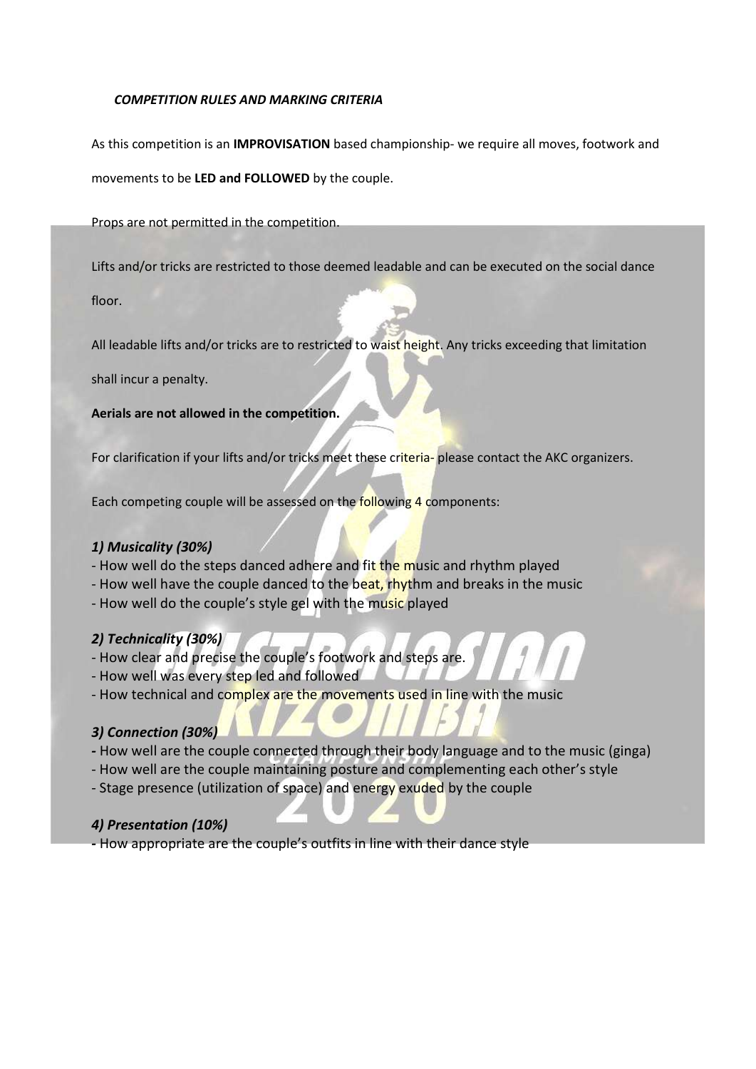## *COMPETITION RULES AND MARKING CRITERIA*

As this competition is an **IMPROVISATION** based championship- we require all moves, footwork and movements to be **LED and FOLLOWED** by the couple.

Props are not permitted in the competition.

Lifts and/or tricks are restricted to those deemed leadable and can be executed on the social dance floor.

All leadable lifts and/or tricks are to restricted to waist height. Any tricks exceeding that limitation shall incur a penalty.

**Aerials are not allowed in the competition.**

For clarification if your lifts and/or tricks meet these criteria- please contact the AKC organizers.

Each competing couple will be assessed on the following 4 components:

### *1) Musicality (30%)*

- How well do the steps danced adhere and fit the music and rhythm played
- How well have the couple danced to the beat, rhythm and breaks in the music
- How well do the couple's style gel with the music played

### *2) Technicality (30%)*

- How clear and precise the couple's footwork and steps are.
- How well was every step led and followed
- How technical and complex are the movements used in line with the music

### *3) Connection (30%)*

- How well are the couple connected through their body language and to the music (ginga)
- How well are the couple maintaining posture and complementing each other's style
- Stage presence (utilization of space) and energy exuded by the couple

### *4) Presentation (10%)*

- How appropriate are the couple's outfits in line with their dance style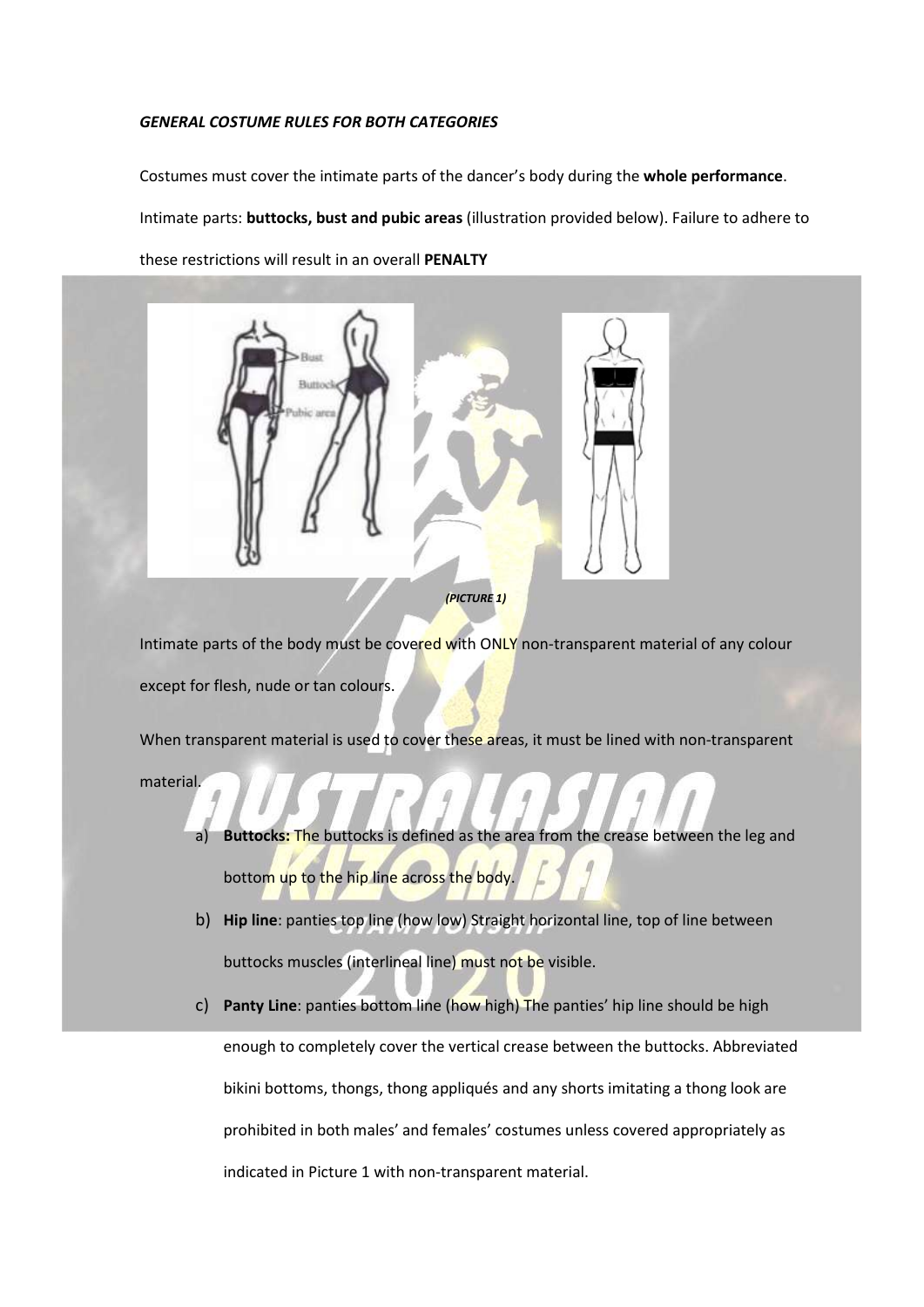***GENERAL COSTUME RULES FOR BOTH CATEGORIES***

Costumes must cover the intimate parts of the dancer's body during the **whole performance**.

Intimate parts: **buttocks, bust and pubic areas** (illustration provided below). Failure to adhere to these restrictions will result in an overall **PENALTY**

***(PICTURE 1)***

Intimate parts of the body must be covered with ONLY non-transparent material of any colour except for flesh, nude or tan colours.

When transparent material is used to cover these areas, it must be lined with non-transparent material.

a) **Buttocks:** The buttocks is defined as the area from the crease between the leg and bottom up to the hip line across the body.

b) **Hip line**: panties top line (how low) Straight horizontal line, top of line between buttocks muscles (interlineal line) must not be visible.

c) **Panty Line**: panties bottom line (how high) The panties' hip line should be high enough to completely cover the vertical crease between the buttocks. Abbreviated bikini bottoms, thongs, thong appliqués and any shorts imitating a thong look are prohibited in both males' and females' costumes unless covered appropriately as indicated in Picture 1 with non-transparent material.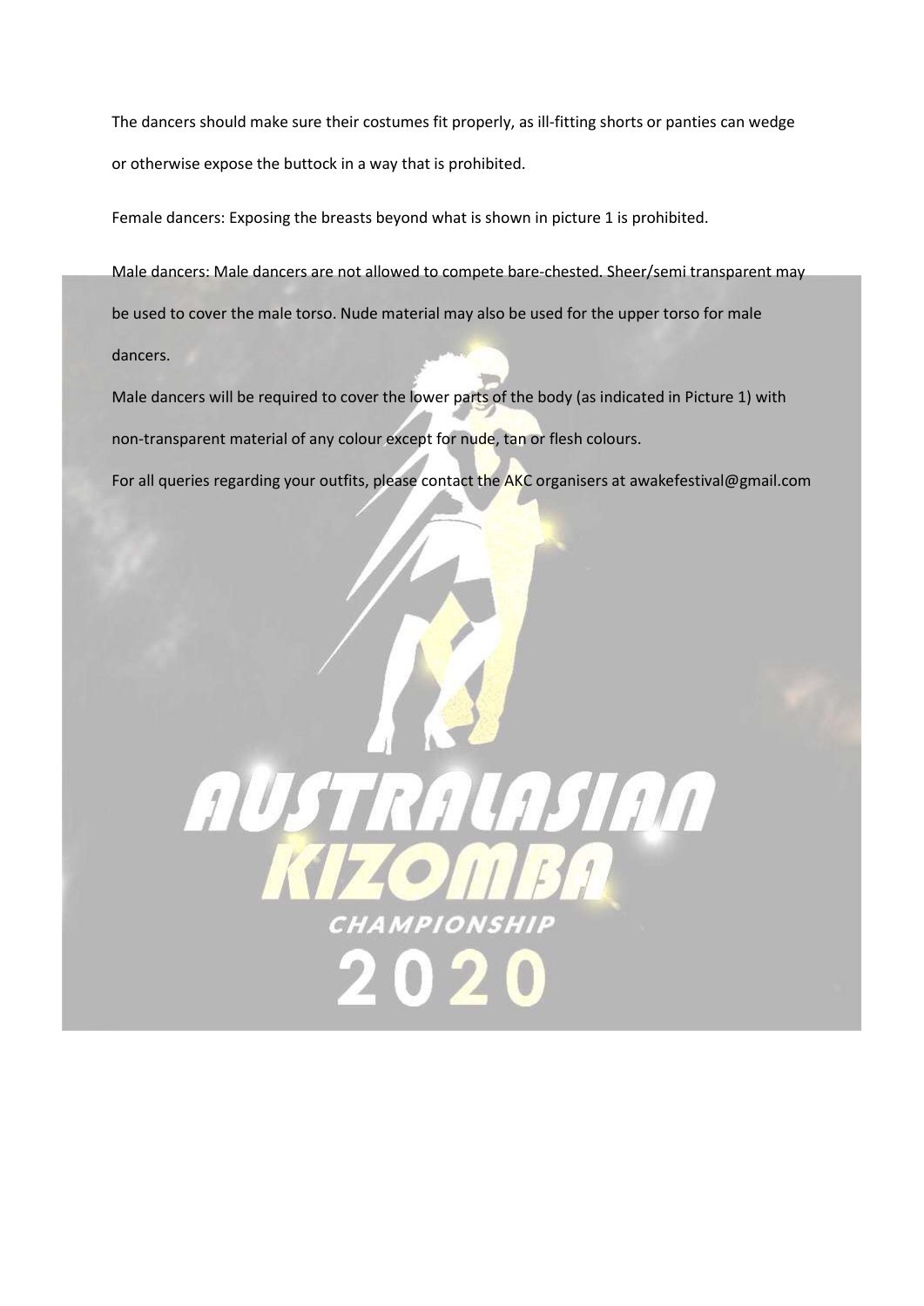The dancers should make sure their costumes fit properly, as ill-fitting shorts or panties can wedge or otherwise expose the buttock in a way that is prohibited.

Female dancers: Exposing the breasts beyond what is shown in picture 1 is prohibited.

Male dancers: Male dancers are not allowed to compete bare-chested. Sheer/semi transparent may be used to cover the male torso. Nude material may also be used for the upper torso for male dancers.

Male dancers will be required to cover the lower parts of the body (as indicated in Picture 1) with non-transparent material of any colour except for nude, tan or flesh colours.

For all queries regarding your outfits, please contact the AKC organisers at awakefestival@gmail.com